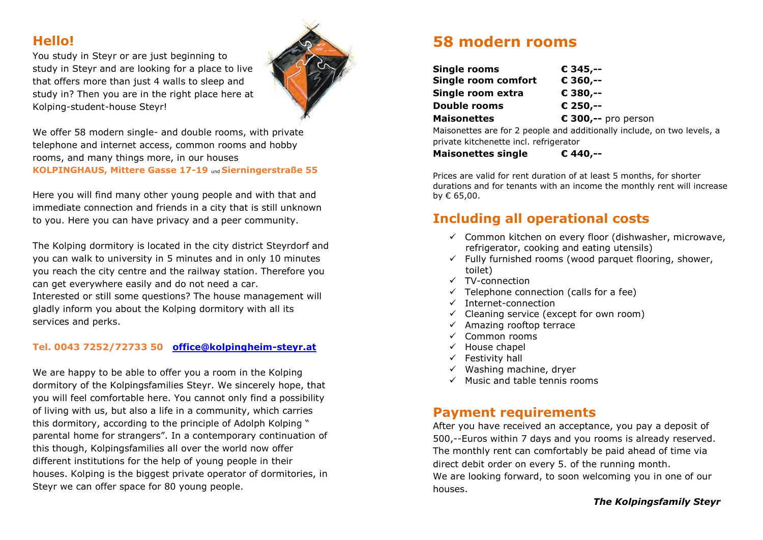## Hello!

You study in Steyr or are just beginning to study in Steyr and are looking for a place to live that offers more than just 4 walls to sleep and study in? Then you are in the right place here at Kolping-student-house Steyr!

We offer 58 modern single- and double rooms, with private telephone and internet access, common rooms and hobby rooms, and many things more, in our houses
**KOLPINGHAUS, Mittere Gasse 17-19** und **Sierningerstraße 55**

Here you will find many other young people and with that and immediate connection and friends in a city that is still unknown to you. Here you can have privacy and a peer community.

The Kolping dormitory is located in the city district Steyrdorf and you can walk to university in 5 minutes and in only 10 minutes you reach the city centre and the railway station. Therefore you can get everywhere easily and do not need a car.
Interested or still some questions? The house management will gladly inform you about the Kolping dormitory with all its services and perks.

**Tel. 0043 7252/72733 50** **office@kolpingheim-steyr.at**

We are happy to be able to offer you a room in the Kolping dormitory of the Kolpingsfamilies Steyr. We sincerely hope, that you will feel comfortable here. You cannot only find a possibility of living with us, but also a life in a community, which carries this dormitory, according to the principle of Adolph Kolping " parental home for strangers". In a contemporary continuation of this though, Kolpingsfamilies all over the world now offer different institutions for the help of young people in their houses. Kolping is the biggest private operator of dormitories, in Steyr we can offer space for 80 young people.

## 58 modern rooms

**Single rooms** **€ 345,--**
**Single room comfort** **€ 360,--**
**Single room extra** **€ 380,--**
**Double rooms** **€ 250,--**
**Maisonettes** **€ 300,--** pro person

Maisonettes are for 2 people and additionally include, on two levels, a private kitchenette incl. refrigerator

**Maisonettes single** **€ 440,--**

Prices are valid for rent duration of at least 5 months, for shorter durations and for tenants with an income the monthly rent will increase by € 65,00.

## Including all operational costs

- ✓ Common kitchen on every floor (dishwasher, microwave, refrigerator, cooking and eating utensils)
- ✓ Fully furnished rooms (wood parquet flooring, shower, toilet)
- ✓ TV-connection
- ✓ Telephone connection (calls for a fee)
- ✓ Internet-connection
- ✓ Cleaning service (except for own room)
- ✓ Amazing rooftop terrace
- ✓ Common rooms
- ✓ House chapel
- ✓ Festivity hall
- ✓ Washing machine, dryer
- ✓ Music and table tennis rooms

## Payment requirements

After you have received an acceptance, you pay a deposit of 500,--Euros within 7 days and you rooms is already reserved. The monthly rent can comfortably be paid ahead of time via direct debit order on every 5. of the running month.
We are looking forward, to soon welcoming you in one of our houses.

***The Kolpingsfamily Steyr***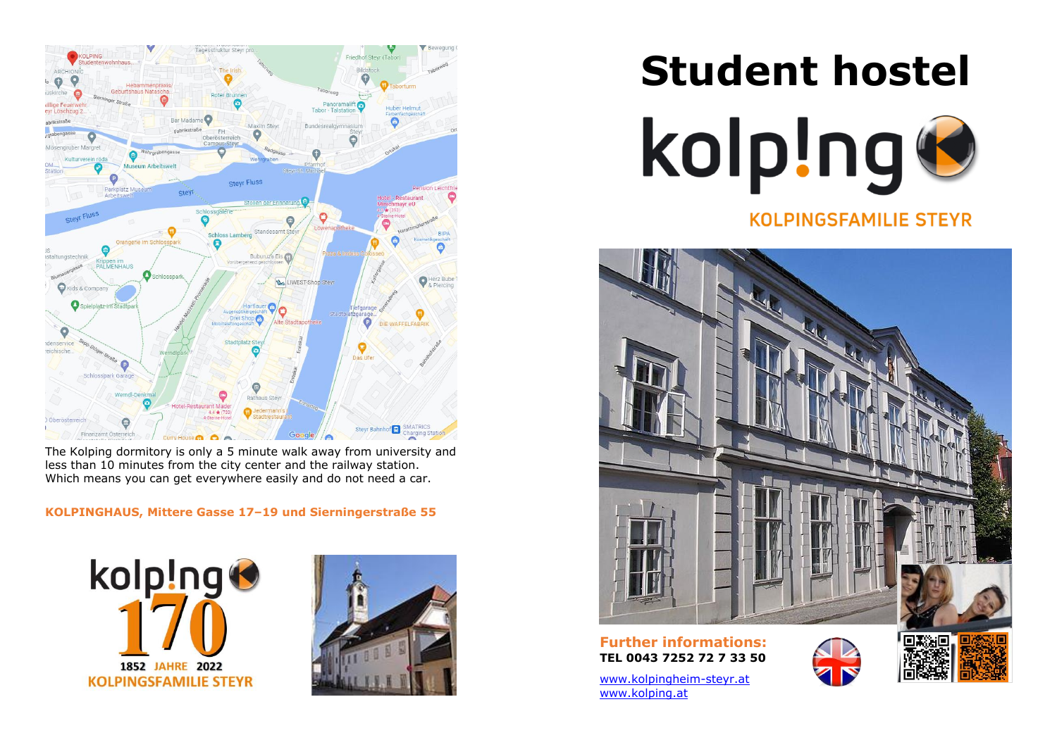The Kolping dormitory is only a 5 minute walk away from university and less than 10 minutes from the city center and the railway station. Which means you can get everywhere easily and do not need a car.

**KOLPINGHAUS, Mittere Gasse 17–19 und Sierningerstraße 55**

kolp!ng
170
1852 JAHRE 2022
KOLPINGSFAMILIE STEYR

# Student hostel

# kolp!ng

## KOLPINGSFAMILIE STEYR

**Further informations:**
**TEL 0043 7252 72 7 33 50**

www.kolpingheim-steyr.at
www.kolping.at